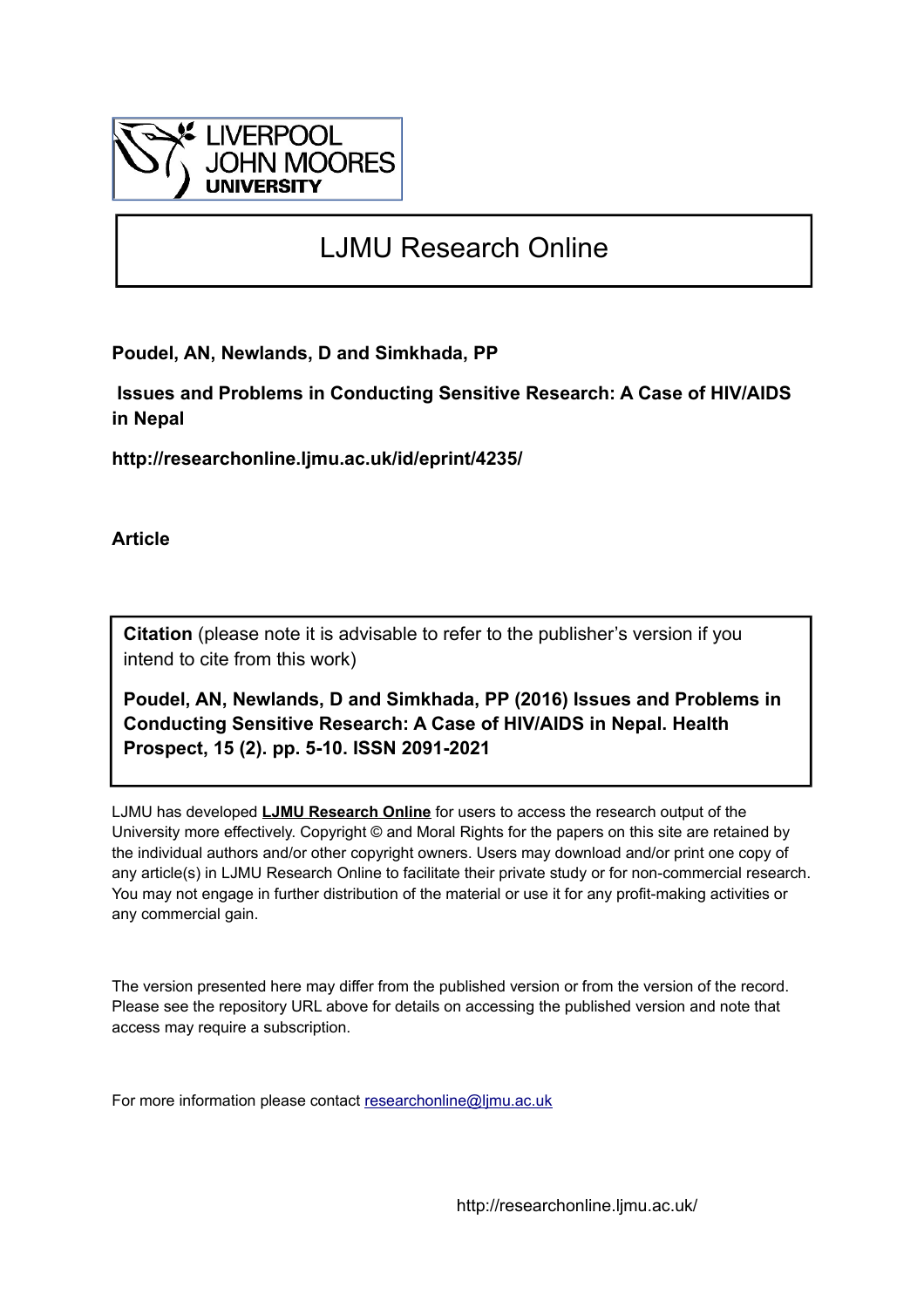LIVERPOOL JOHN MOORES UNIVERSITY

# LJMU Research Online

**Poudel, AN, Newlands, D and Simkhada, PP**

**Issues and Problems in Conducting Sensitive Research: A Case of HIV/AIDS in Nepal**

**http://researchonline.ljmu.ac.uk/id/eprint/4235/**

**Article**

**Citation** (please note it is advisable to refer to the publisher's version if you intend to cite from this work)

**Poudel, AN, Newlands, D and Simkhada, PP (2016) Issues and Problems in Conducting Sensitive Research: A Case of HIV/AIDS in Nepal. Health Prospect, 15 (2). pp. 5-10. ISSN 2091-2021**

LJMU has developed **LJMU Research Online** for users to access the research output of the University more effectively. Copyright © and Moral Rights for the papers on this site are retained by the individual authors and/or other copyright owners. Users may download and/or print one copy of any article(s) in LJMU Research Online to facilitate their private study or for non-commercial research. You may not engage in further distribution of the material or use it for any profit-making activities or any commercial gain.

The version presented here may differ from the published version or from the version of the record. Please see the repository URL above for details on accessing the published version and note that access may require a subscription.

For more information please contact researchonline@ljmu.ac.uk

http://researchonline.ljmu.ac.uk/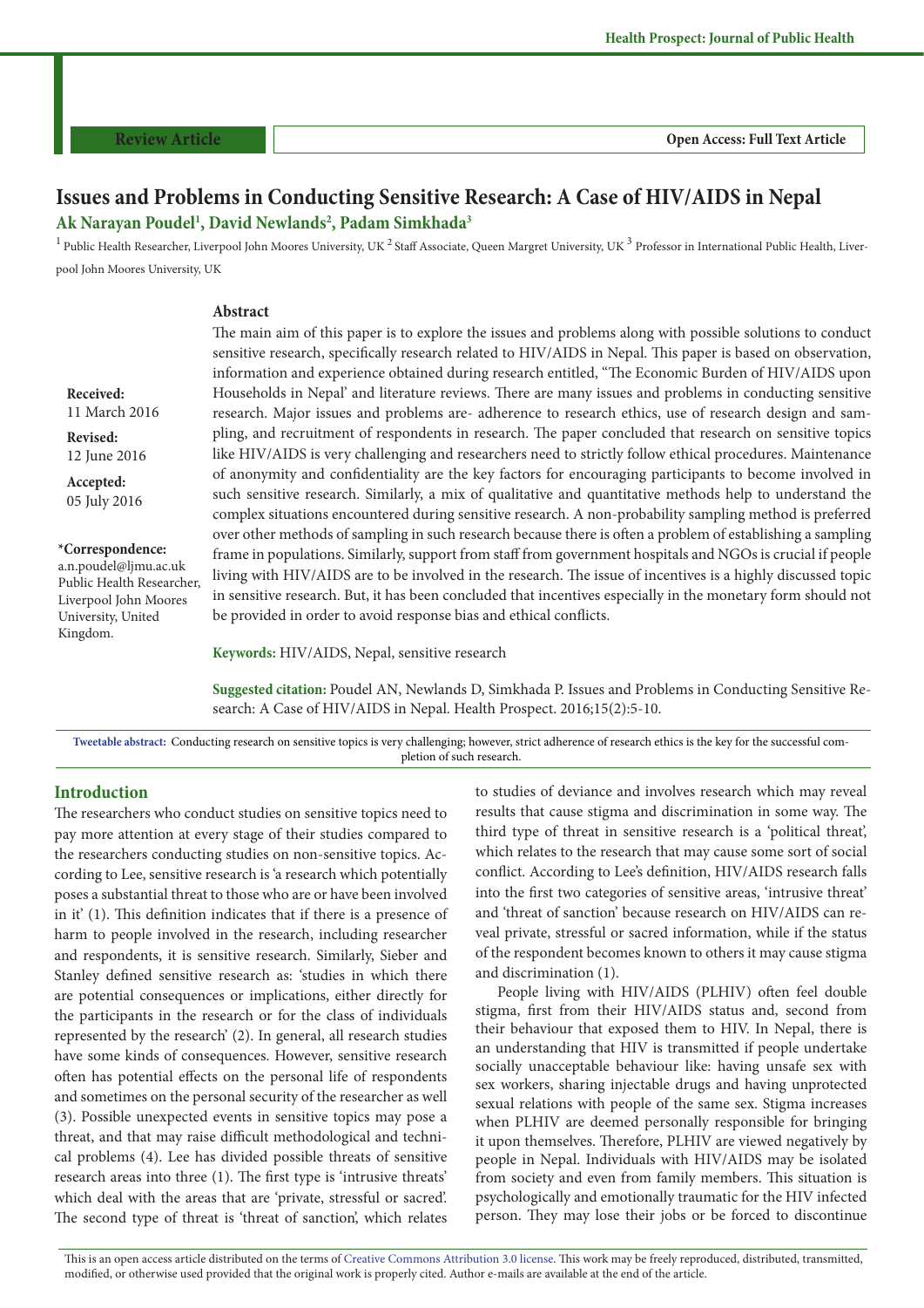# Issues and Problems in Conducting Sensitive Research: A Case of HIV/AIDS in Nepal

## Ak Narayan Poudel[1], David Newlands[2], Padam Simkhada[3]

[1] Public Health Researcher, Liverpool John Moores University, UK [2] Staff Associate, Queen Margret University, UK [3] Professor in International Public Health, Liverpool John Moores University, UK

**Review Article**

**Open Access: Full Text Article**

**Received:** 11 March 2016

**Revised:** 12 June 2016

**Accepted:** 05 July 2016

**\*Correspondence:**
a.n.poudel@ljmu.ac.uk
Public Health Researcher, Liverpool John Moores University, United Kingdom.

### Abstract

The main aim of this paper is to explore the issues and problems along with possible solutions to conduct sensitive research, specifically research related to HIV/AIDS in Nepal. This paper is based on observation, information and experience obtained during research entitled, "The Economic Burden of HIV/AIDS upon Households in Nepal' and literature reviews. There are many issues and problems in conducting sensitive research. Major issues and problems are- adherence to research ethics, use of research design and sampling, and recruitment of respondents in research. The paper concluded that research on sensitive topics like HIV/AIDS is very challenging and researchers need to strictly follow ethical procedures. Maintenance of anonymity and confidentiality are the key factors for encouraging participants to become involved in such sensitive research. Similarly, a mix of qualitative and quantitative methods help to understand the complex situations encountered during sensitive research. A non-probability sampling method is preferred over other methods of sampling in such research because there is often a problem of establishing a sampling frame in populations. Similarly, support from staff from government hospitals and NGOs is crucial if people living with HIV/AIDS are to be involved in the research. The issue of incentives is a highly discussed topic in sensitive research. But, it has been concluded that incentives especially in the monetary form should not be provided in order to avoid response bias and ethical conflicts.

**Keywords:** HIV/AIDS, Nepal, sensitive research

**Suggested citation:** Poudel AN, Newlands D, Simkhada P. Issues and Problems in Conducting Sensitive Research: A Case of HIV/AIDS in Nepal. Health Prospect. 2016;15(2):5-10.

**Tweetable abstract:** Conducting research on sensitive topics is very challenging; however, strict adherence of research ethics is the key for the successful completion of such research.

## Introduction

The researchers who conduct studies on sensitive topics need to pay more attention at every stage of their studies compared to the researchers conducting studies on non-sensitive topics. According to Lee, sensitive research is 'a research which potentially poses a substantial threat to those who are or have been involved in it' (1). This definition indicates that if there is a presence of harm to people involved in the research, including researcher and respondents, it is sensitive research. Similarly, Sieber and Stanley defined sensitive research as: 'studies in which there are potential consequences or implications, either directly for the participants in the research or for the class of individuals represented by the research' (2). In general, all research studies have some kinds of consequences. However, sensitive research often has potential effects on the personal life of respondents and sometimes on the personal security of the researcher as well (3). Possible unexpected events in sensitive topics may pose a threat, and that may raise difficult methodological and technical problems (4). Lee has divided possible threats of sensitive research areas into three (1). The first type is 'intrusive threats' which deal with the areas that are 'private, stressful or sacred'. The second type of threat is 'threat of sanction', which relates to studies of deviance and involves research which may reveal results that cause stigma and discrimination in some way. The third type of threat in sensitive research is a 'political threat', which relates to the research that may cause some sort of social conflict. According to Lee's definition, HIV/AIDS research falls into the first two categories of sensitive areas, 'intrusive threat' and 'threat of sanction' because research on HIV/AIDS can reveal private, stressful or sacred information, while if the status of the respondent becomes known to others it may cause stigma and discrimination (1).

People living with HIV/AIDS (PLHIV) often feel double stigma, first from their HIV/AIDS status and, second from their behaviour that exposed them to HIV. In Nepal, there is an understanding that HIV is transmitted if people undertake socially unacceptable behaviour like: having unsafe sex with sex workers, sharing injectable drugs and having unprotected sexual relations with people of the same sex. Stigma increases when PLHIV are deemed personally responsible for bringing it upon themselves. Therefore, PLHIV are viewed negatively by people in Nepal. Individuals with HIV/AIDS may be isolated from society and even from family members. This situation is psychologically and emotionally traumatic for the HIV infected person. They may lose their jobs or be forced to discontinue

This is an open access article distributed on the terms of Creative Commons Attribution 3.0 license. This work may be freely reproduced, distributed, transmitted, modified, or otherwise used provided that the original work is properly cited. Author e-mails are available at the end of the article.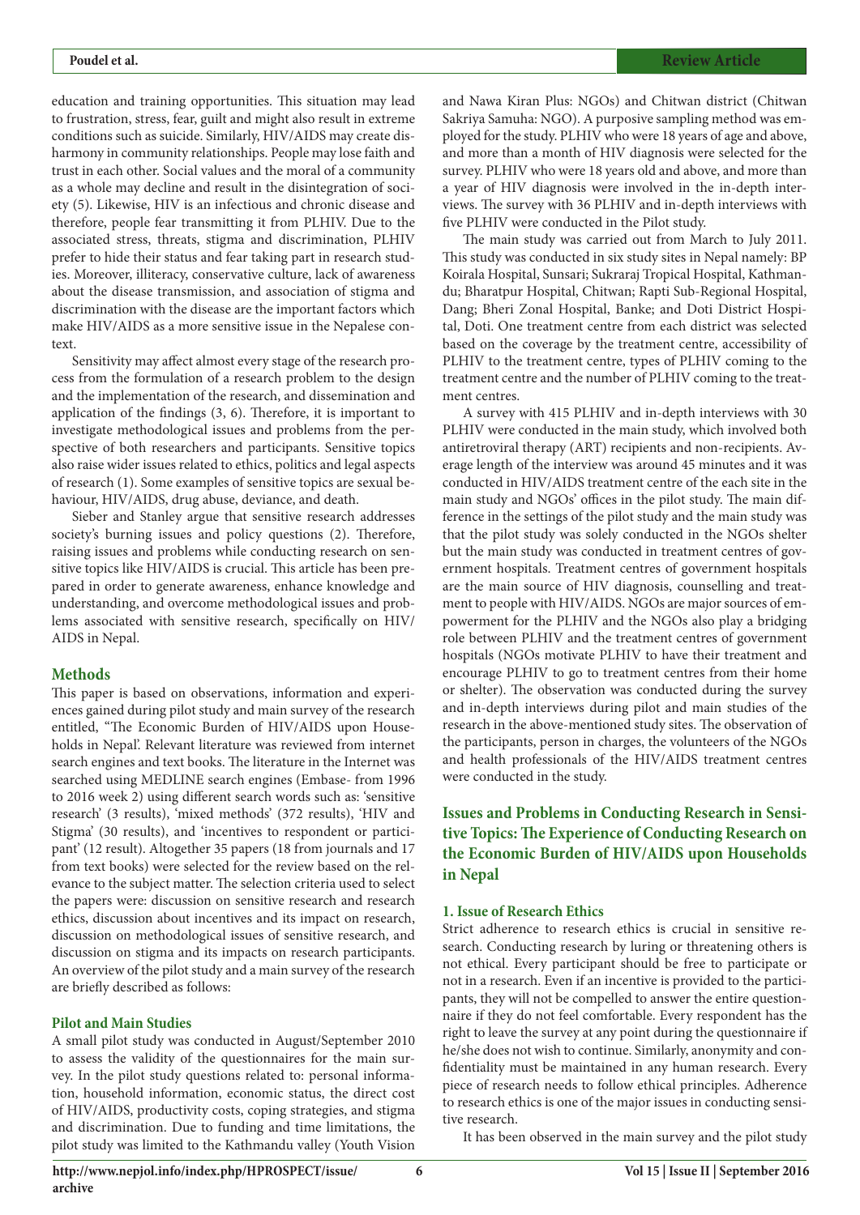education and training opportunities. This situation may lead to frustration, stress, fear, guilt and might also result in extreme conditions such as suicide. Similarly, HIV/AIDS may create disharmony in community relationships. People may lose faith and trust in each other. Social values and the moral of a community as a whole may decline and result in the disintegration of society (5). Likewise, HIV is an infectious and chronic disease and therefore, people fear transmitting it from PLHIV. Due to the associated stress, threats, stigma and discrimination, PLHIV prefer to hide their status and fear taking part in research studies. Moreover, illiteracy, conservative culture, lack of awareness about the disease transmission, and association of stigma and discrimination with the disease are the important factors which make HIV/AIDS as a more sensitive issue in the Nepalese context.

Sensitivity may affect almost every stage of the research process from the formulation of a research problem to the design and the implementation of the research, and dissemination and application of the findings (3, 6). Therefore, it is important to investigate methodological issues and problems from the perspective of both researchers and participants. Sensitive topics also raise wider issues related to ethics, politics and legal aspects of research (1). Some examples of sensitive topics are sexual behaviour, HIV/AIDS, drug abuse, deviance, and death.

Sieber and Stanley argue that sensitive research addresses society's burning issues and policy questions (2). Therefore, raising issues and problems while conducting research on sensitive topics like HIV/AIDS is crucial. This article has been prepared in order to generate awareness, enhance knowledge and understanding, and overcome methodological issues and problems associated with sensitive research, specifically on HIV/AIDS in Nepal.

## Methods

This paper is based on observations, information and experiences gained during pilot study and main survey of the research entitled, "The Economic Burden of HIV/AIDS upon Households in Nepal'. Relevant literature was reviewed from internet search engines and text books. The literature in the Internet was searched using MEDLINE search engines (Embase- from 1996 to 2016 week 2) using different search words such as: 'sensitive research' (3 results), 'mixed methods' (372 results), 'HIV and Stigma' (30 results), and 'incentives to respondent or participant' (12 result). Altogether 35 papers (18 from journals and 17 from text books) were selected for the review based on the relevance to the subject matter. The selection criteria used to select the papers were: discussion on sensitive research and research ethics, discussion about incentives and its impact on research, discussion on methodological issues of sensitive research, and discussion on stigma and its impacts on research participants. An overview of the pilot study and a main survey of the research are briefly described as follows:

### Pilot and Main Studies

A small pilot study was conducted in August/September 2010 to assess the validity of the questionnaires for the main survey. In the pilot study questions related to: personal information, household information, economic status, the direct cost of HIV/AIDS, productivity costs, coping strategies, and stigma and discrimination. Due to funding and time limitations, the pilot study was limited to the Kathmandu valley (Youth Vision and Nawa Kiran Plus: NGOs) and Chitwan district (Chitwan Sakriya Samuha: NGO). A purposive sampling method was employed for the study. PLHIV who were 18 years of age and above, and more than a month of HIV diagnosis were selected for the survey. PLHIV who were 18 years old and above, and more than a year of HIV diagnosis were involved in the in-depth interviews. The survey with 36 PLHIV and in-depth interviews with five PLHIV were conducted in the Pilot study.

The main study was carried out from March to July 2011. This study was conducted in six study sites in Nepal namely: BP Koirala Hospital, Sunsari; Sukraraj Tropical Hospital, Kathmandu; Bharatpur Hospital, Chitwan; Rapti Sub-Regional Hospital, Dang; Bheri Zonal Hospital, Banke; and Doti District Hospital, Doti. One treatment centre from each district was selected based on the coverage by the treatment centre, accessibility of PLHIV to the treatment centre, types of PLHIV coming to the treatment centre and the number of PLHIV coming to the treatment centres.

A survey with 415 PLHIV and in-depth interviews with 30 PLHIV were conducted in the main study, which involved both antiretroviral therapy (ART) recipients and non-recipients. Average length of the interview was around 45 minutes and it was conducted in HIV/AIDS treatment centre of the each site in the main study and NGOs' offices in the pilot study. The main difference in the settings of the pilot study and the main study was that the pilot study was solely conducted in the NGOs shelter but the main study was conducted in treatment centres of government hospitals. Treatment centres of government hospitals are the main source of HIV diagnosis, counselling and treatment to people with HIV/AIDS. NGOs are major sources of empowerment for the PLHIV and the NGOs also play a bridging role between PLHIV and the treatment centres of government hospitals (NGOs motivate PLHIV to have their treatment and encourage PLHIV to go to treatment centres from their home or shelter). The observation was conducted during the survey and in-depth interviews during pilot and main studies of the research in the above-mentioned study sites. The observation of the participants, person in charges, the volunteers of the NGOs and health professionals of the HIV/AIDS treatment centres were conducted in the study.

## Issues and Problems in Conducting Research in Sensitive Topics: The Experience of Conducting Research on the Economic Burden of HIV/AIDS upon Households in Nepal

### 1. Issue of Research Ethics

Strict adherence to research ethics is crucial in sensitive research. Conducting research by luring or threatening others is not ethical. Every participant should be free to participate or not in a research. Even if an incentive is provided to the participants, they will not be compelled to answer the entire questionnaire if they do not feel comfortable. Every respondent has the right to leave the survey at any point during the questionnaire if he/she does not wish to continue. Similarly, anonymity and confidentiality must be maintained in any human research. Every piece of research needs to follow ethical principles. Adherence to research ethics is one of the major issues in conducting sensitive research.

It has been observed in the main survey and the pilot study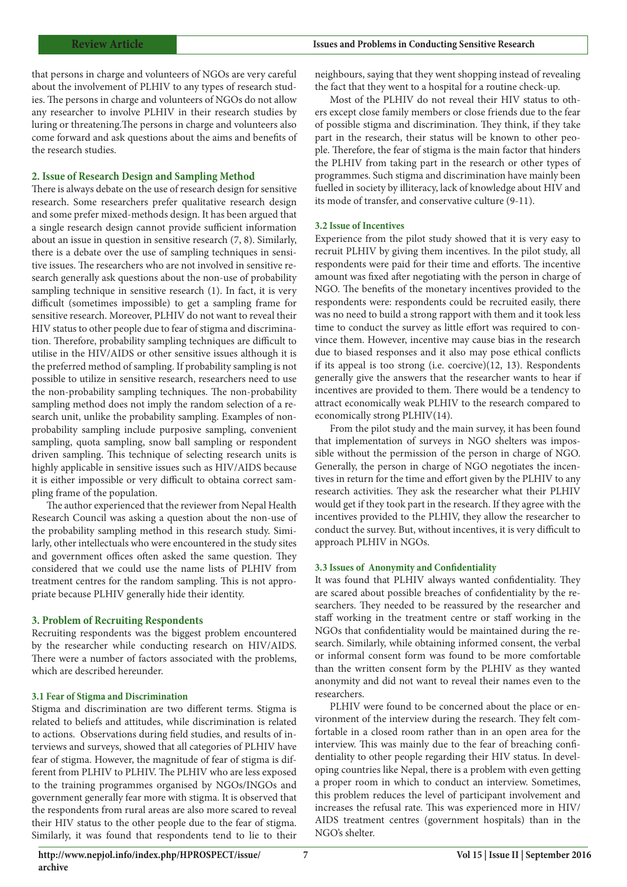that persons in charge and volunteers of NGOs are very careful about the involvement of PLHIV to any types of research studies. The persons in charge and volunteers of NGOs do not allow any researcher to involve PLHIV in their research studies by luring or threatening.The persons in charge and volunteers also come forward and ask questions about the aims and benefits of the research studies.

### 2. Issue of Research Design and Sampling Method

There is always debate on the use of research design for sensitive research. Some researchers prefer qualitative research design and some prefer mixed-methods design. It has been argued that a single research design cannot provide sufficient information about an issue in question in sensitive research (7, 8). Similarly, there is a debate over the use of sampling techniques in sensitive issues. The researchers who are not involved in sensitive research generally ask questions about the non-use of probability sampling technique in sensitive research (1). In fact, it is very difficult (sometimes impossible) to get a sampling frame for sensitive research. Moreover, PLHIV do not want to reveal their HIV status to other people due to fear of stigma and discrimination. Therefore, probability sampling techniques are difficult to utilise in the HIV/AIDS or other sensitive issues although it is the preferred method of sampling. If probability sampling is not possible to utilize in sensitive research, researchers need to use the non-probability sampling techniques. The non-probability sampling method does not imply the random selection of a research unit, unlike the probability sampling. Examples of non-probability sampling include purposive sampling, convenient sampling, quota sampling, snow ball sampling or respondent driven sampling. This technique of selecting research units is highly applicable in sensitive issues such as HIV/AIDS because it is either impossible or very difficult to obtaina correct sampling frame of the population.

The author experienced that the reviewer from Nepal Health Research Council was asking a question about the non-use of the probability sampling method in this research study. Similarly, other intellectuals who were encountered in the study sites and government offices often asked the same question. They considered that we could use the name lists of PLHIV from treatment centres for the random sampling. This is not appropriate because PLHIV generally hide their identity.

### 3. Problem of Recruiting Respondents

Recruiting respondents was the biggest problem encountered by the researcher while conducting research on HIV/AIDS. There were a number of factors associated with the problems, which are described hereunder.

#### 3.1 Fear of Stigma and Discrimination

Stigma and discrimination are two different terms. Stigma is related to beliefs and attitudes, while discrimination is related to actions. Observations during field studies, and results of interviews and surveys, showed that all categories of PLHIV have fear of stigma. However, the magnitude of fear of stigma is different from PLHIV to PLHIV. The PLHIV who are less exposed to the training programmes organised by NGOs/INGOs and government generally fear more with stigma. It is observed that the respondents from rural areas are also more scared to reveal their HIV status to the other people due to the fear of stigma. Similarly, it was found that respondents tend to lie to their neighbours, saying that they went shopping instead of revealing the fact that they went to a hospital for a routine check-up.

Most of the PLHIV do not reveal their HIV status to others except close family members or close friends due to the fear of possible stigma and discrimination. They think, if they take part in the research, their status will be known to other people. Therefore, the fear of stigma is the main factor that hinders the PLHIV from taking part in the research or other types of programmes. Such stigma and discrimination have mainly been fuelled in society by illiteracy, lack of knowledge about HIV and its mode of transfer, and conservative culture (9-11).

#### 3.2 Issue of Incentives

Experience from the pilot study showed that it is very easy to recruit PLHIV by giving them incentives. In the pilot study, all respondents were paid for their time and efforts. The incentive amount was fixed after negotiating with the person in charge of NGO. The benefits of the monetary incentives provided to the respondents were: respondents could be recruited easily, there was no need to build a strong rapport with them and it took less time to conduct the survey as little effort was required to convince them. However, incentive may cause bias in the research due to biased responses and it also may pose ethical conflicts if its appeal is too strong (i.e. coercive)(12, 13). Respondents generally give the answers that the researcher wants to hear if incentives are provided to them. There would be a tendency to attract economically weak PLHIV to the research compared to economically strong PLHIV(14).

From the pilot study and the main survey, it has been found that implementation of surveys in NGO shelters was impossible without the permission of the person in charge of NGO. Generally, the person in charge of NGO negotiates the incentives in return for the time and effort given by the PLHIV to any research activities. They ask the researcher what their PLHIV would get if they took part in the research. If they agree with the incentives provided to the PLHIV, they allow the researcher to conduct the survey. But, without incentives, it is very difficult to approach PLHIV in NGOs.

#### 3.3 Issues of Anonymity and Confidentiality

It was found that PLHIV always wanted confidentiality. They are scared about possible breaches of confidentiality by the researchers. They needed to be reassured by the researcher and staff working in the treatment centre or staff working in the NGOs that confidentiality would be maintained during the research. Similarly, while obtaining informed consent, the verbal or informal consent form was found to be more comfortable than the written consent form by the PLHIV as they wanted anonymity and did not want to reveal their names even to the researchers.

PLHIV were found to be concerned about the place or environment of the interview during the research. They felt comfortable in a closed room rather than in an open area for the interview. This was mainly due to the fear of breaching confidentiality to other people regarding their HIV status. In developing countries like Nepal, there is a problem with even getting a proper room in which to conduct an interview. Sometimes, this problem reduces the level of participant involvement and increases the refusal rate. This was experienced more in HIV/AIDS treatment centres (government hospitals) than in the NGO's shelter.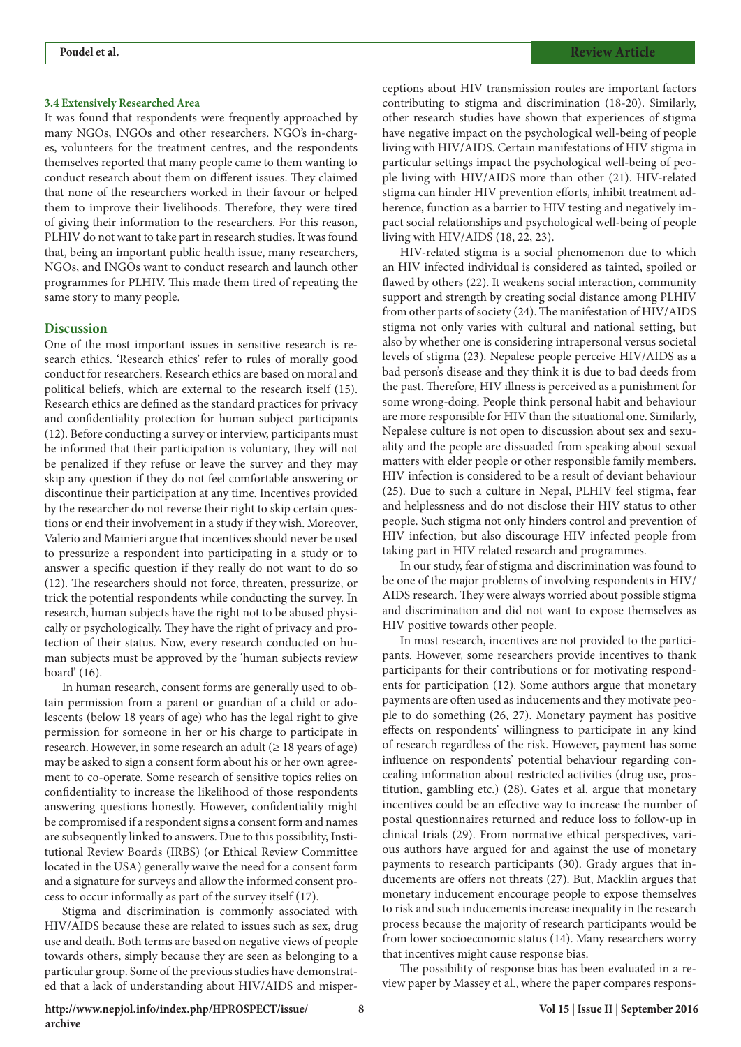### 3.4 Extensively Researched Area

It was found that respondents were frequently approached by many NGOs, INGOs and other researchers. NGO's in-charges, volunteers for the treatment centres, and the respondents themselves reported that many people came to them wanting to conduct research about them on different issues. They claimed that none of the researchers worked in their favour or helped them to improve their livelihoods. Therefore, they were tired of giving their information to the researchers. For this reason, PLHIV do not want to take part in research studies. It was found that, being an important public health issue, many researchers, NGOs, and INGOs want to conduct research and launch other programmes for PLHIV. This made them tired of repeating the same story to many people.

## Discussion

One of the most important issues in sensitive research is research ethics. 'Research ethics' refer to rules of morally good conduct for researchers. Research ethics are based on moral and political beliefs, which are external to the research itself (15). Research ethics are defined as the standard practices for privacy and confidentiality protection for human subject participants (12). Before conducting a survey or interview, participants must be informed that their participation is voluntary, they will not be penalized if they refuse or leave the survey and they may skip any question if they do not feel comfortable answering or discontinue their participation at any time. Incentives provided by the researcher do not reverse their right to skip certain questions or end their involvement in a study if they wish. Moreover, Valerio and Mainieri argue that incentives should never be used to pressurize a respondent into participating in a study or to answer a specific question if they really do not want to do so (12). The researchers should not force, threaten, pressurize, or trick the potential respondents while conducting the survey. In research, human subjects have the right not to be abused physically or psychologically. They have the right of privacy and protection of their status. Now, every research conducted on human subjects must be approved by the 'human subjects review board' (16).

In human research, consent forms are generally used to obtain permission from a parent or guardian of a child or adolescents (below 18 years of age) who has the legal right to give permission for someone in her or his charge to participate in research. However, in some research an adult (≥ 18 years of age) may be asked to sign a consent form about his or her own agreement to co-operate. Some research of sensitive topics relies on confidentiality to increase the likelihood of those respondents answering questions honestly. However, confidentiality might be compromised if a respondent signs a consent form and names are subsequently linked to answers. Due to this possibility, Institutional Review Boards (IRBS) (or Ethical Review Committee located in the USA) generally waive the need for a consent form and a signature for surveys and allow the informed consent process to occur informally as part of the survey itself (17).

Stigma and discrimination is commonly associated with HIV/AIDS because these are related to issues such as sex, drug use and death. Both terms are based on negative views of people towards others, simply because they are seen as belonging to a particular group. Some of the previous studies have demonstrated that a lack of understanding about HIV/AIDS and misperceptions about HIV transmission routes are important factors contributing to stigma and discrimination (18-20). Similarly, other research studies have shown that experiences of stigma have negative impact on the psychological well-being of people living with HIV/AIDS. Certain manifestations of HIV stigma in particular settings impact the psychological well-being of people living with HIV/AIDS more than other (21). HIV-related stigma can hinder HIV prevention efforts, inhibit treatment adherence, function as a barrier to HIV testing and negatively impact social relationships and psychological well-being of people living with HIV/AIDS (18, 22, 23).

HIV-related stigma is a social phenomenon due to which an HIV infected individual is considered as tainted, spoiled or flawed by others (22). It weakens social interaction, community support and strength by creating social distance among PLHIV from other parts of society (24). The manifestation of HIV/AIDS stigma not only varies with cultural and national setting, but also by whether one is considering intrapersonal versus societal levels of stigma (23). Nepalese people perceive HIV/AIDS as a bad person's disease and they think it is due to bad deeds from the past. Therefore, HIV illness is perceived as a punishment for some wrong-doing. People think personal habit and behaviour are more responsible for HIV than the situational one. Similarly, Nepalese culture is not open to discussion about sex and sexuality and the people are dissuaded from speaking about sexual matters with elder people or other responsible family members. HIV infection is considered to be a result of deviant behaviour (25). Due to such a culture in Nepal, PLHIV feel stigma, fear and helplessness and do not disclose their HIV status to other people. Such stigma not only hinders control and prevention of HIV infection, but also discourage HIV infected people from taking part in HIV related research and programmes.

In our study, fear of stigma and discrimination was found to be one of the major problems of involving respondents in HIV/AIDS research. They were always worried about possible stigma and discrimination and did not want to expose themselves as HIV positive towards other people.

In most research, incentives are not provided to the participants. However, some researchers provide incentives to thank participants for their contributions or for motivating respondents for participation (12). Some authors argue that monetary payments are often used as inducements and they motivate people to do something (26, 27). Monetary payment has positive effects on respondents' willingness to participate in any kind of research regardless of the risk. However, payment has some influence on respondents' potential behaviour regarding concealing information about restricted activities (drug use, prostitution, gambling etc.) (28). Gates et al. argue that monetary incentives could be an effective way to increase the number of postal questionnaires returned and reduce loss to follow-up in clinical trials (29). From normative ethical perspectives, various authors have argued for and against the use of monetary payments to research participants (30). Grady argues that inducements are offers not threats (27). But, Macklin argues that monetary inducement encourage people to expose themselves to risk and such inducements increase inequality in the research process because the majority of research participants would be from lower socioeconomic status (14). Many researchers worry that incentives might cause response bias.

The possibility of response bias has been evaluated in a review paper by Massey et al., where the paper compares respons-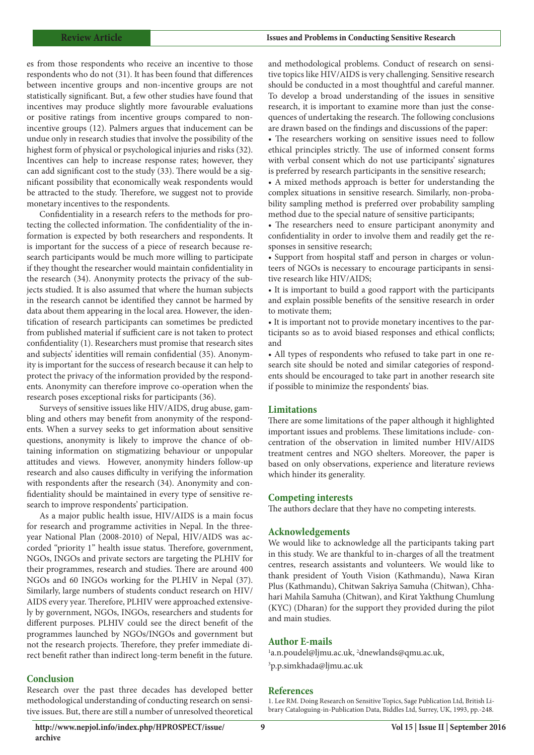es from those respondents who receive an incentive to those respondents who do not (31). It has been found that differences between incentive groups and non-incentive groups are not statistically significant. But, a few other studies have found that incentives may produce slightly more favourable evaluations or positive ratings from incentive groups compared to non-incentive groups (12). Palmers argues that inducement can be undue only in research studies that involve the possibility of the highest form of physical or psychological injuries and risks (32). Incentives can help to increase response rates; however, they can add significant cost to the study (33). There would be a significant possibility that economically weak respondents would be attracted to the study. Therefore, we suggest not to provide monetary incentives to the respondents.

Confidentiality in a research refers to the methods for protecting the collected information. The confidentiality of the information is expected by both researchers and respondents. It is important for the success of a piece of research because research participants would be much more willing to participate if they thought the researcher would maintain confidentiality in the research (34). Anonymity protects the privacy of the subjects studied. It is also assumed that where the human subjects in the research cannot be identified they cannot be harmed by data about them appearing in the local area. However, the identification of research participants can sometimes be predicted from published material if sufficient care is not taken to protect confidentiality (1). Researchers must promise that research sites and subjects' identities will remain confidential (35). Anonymity is important for the success of research because it can help to protect the privacy of the information provided by the respondents. Anonymity can therefore improve co-operation when the research poses exceptional risks for participants (36).

Surveys of sensitive issues like HIV/AIDS, drug abuse, gambling and others may benefit from anonymity of the respondents. When a survey seeks to get information about sensitive questions, anonymity is likely to improve the chance of obtaining information on stigmatizing behaviour or unpopular attitudes and views. However, anonymity hinders follow-up research and also causes difficulty in verifying the information with respondents after the research (34). Anonymity and confidentiality should be maintained in every type of sensitive research to improve respondents' participation.

As a major public health issue, HIV/AIDS is a main focus for research and programme activities in Nepal. In the three-year National Plan (2008-2010) of Nepal, HIV/AIDS was accorded "priority 1" health issue status. Therefore, government, NGOs, INGOs and private sectors are targeting the PLHIV for their programmes, research and studies. There are around 400 NGOs and 60 INGOs working for the PLHIV in Nepal (37). Similarly, large numbers of students conduct research on HIV/AIDS every year. Therefore, PLHIV were approached extensively by government, NGOs, INGOs, researchers and students for different purposes. PLHIV could see the direct benefit of the programmes launched by NGOs/INGOs and government but not the research projects. Therefore, they prefer immediate direct benefit rather than indirect long-term benefit in the future.

## Conclusion

Research over the past three decades has developed better methodological understanding of conducting research on sensitive issues. But, there are still a number of unresolved theoretical and methodological problems. Conduct of research on sensitive topics like HIV/AIDS is very challenging. Sensitive research should be conducted in a most thoughtful and careful manner. To develop a broad understanding of the issues in sensitive research, it is important to examine more than just the consequences of undertaking the research. The following conclusions are drawn based on the findings and discussions of the paper:

- The researchers working on sensitive issues need to follow ethical principles strictly. The use of informed consent forms with verbal consent which do not use participants' signatures is preferred by research participants in the sensitive research;
- A mixed methods approach is better for understanding the complex situations in sensitive research. Similarly, non-probability sampling method is preferred over probability sampling method due to the special nature of sensitive participants;
- The researchers need to ensure participant anonymity and confidentiality in order to involve them and readily get the responses in sensitive research;
- Support from hospital staff and person in charges or volunteers of NGOs is necessary to encourage participants in sensitive research like HIV/AIDS;
- It is important to build a good rapport with the participants and explain possible benefits of the sensitive research in order to motivate them;
- It is important not to provide monetary incentives to the participants so as to avoid biased responses and ethical conflicts; and
- All types of respondents who refused to take part in one research site should be noted and similar categories of respondents should be encouraged to take part in another research site if possible to minimize the respondents' bias.

## Limitations

There are some limitations of the paper although it highlighted important issues and problems. These limitations include- concentration of the observation in limited number HIV/AIDS treatment centres and NGO shelters. Moreover, the paper is based on only observations, experience and literature reviews which hinder its generality.

## Competing interests

The authors declare that they have no competing interests.

## Acknowledgements

We would like to acknowledge all the participants taking part in this study. We are thankful to in-charges of all the treatment centres, research assistants and volunteers. We would like to thank president of Youth Vision (Kathmandu), Nawa Kiran Plus (Kathmandu), Chitwan Sakriya Samuha (Chitwan), Chhahari Mahila Samuha (Chitwan), and Kirat Yakthung Chumlung (KYC) (Dharan) for the support they provided during the pilot and main studies.

## Author E-mails

[1]a.n.poudel@ljmu.ac.uk, [2]dnewlands@qmu.ac.uk,
[3]p.p.simkhada@ljmu.ac.uk

## References

1. Lee RM. Doing Research on Sensitive Topics, Sage Publication Ltd, British Library Cataloguing-in-Publication Data, Biddles Ltd, Surrey, UK, 1993, pp.-248.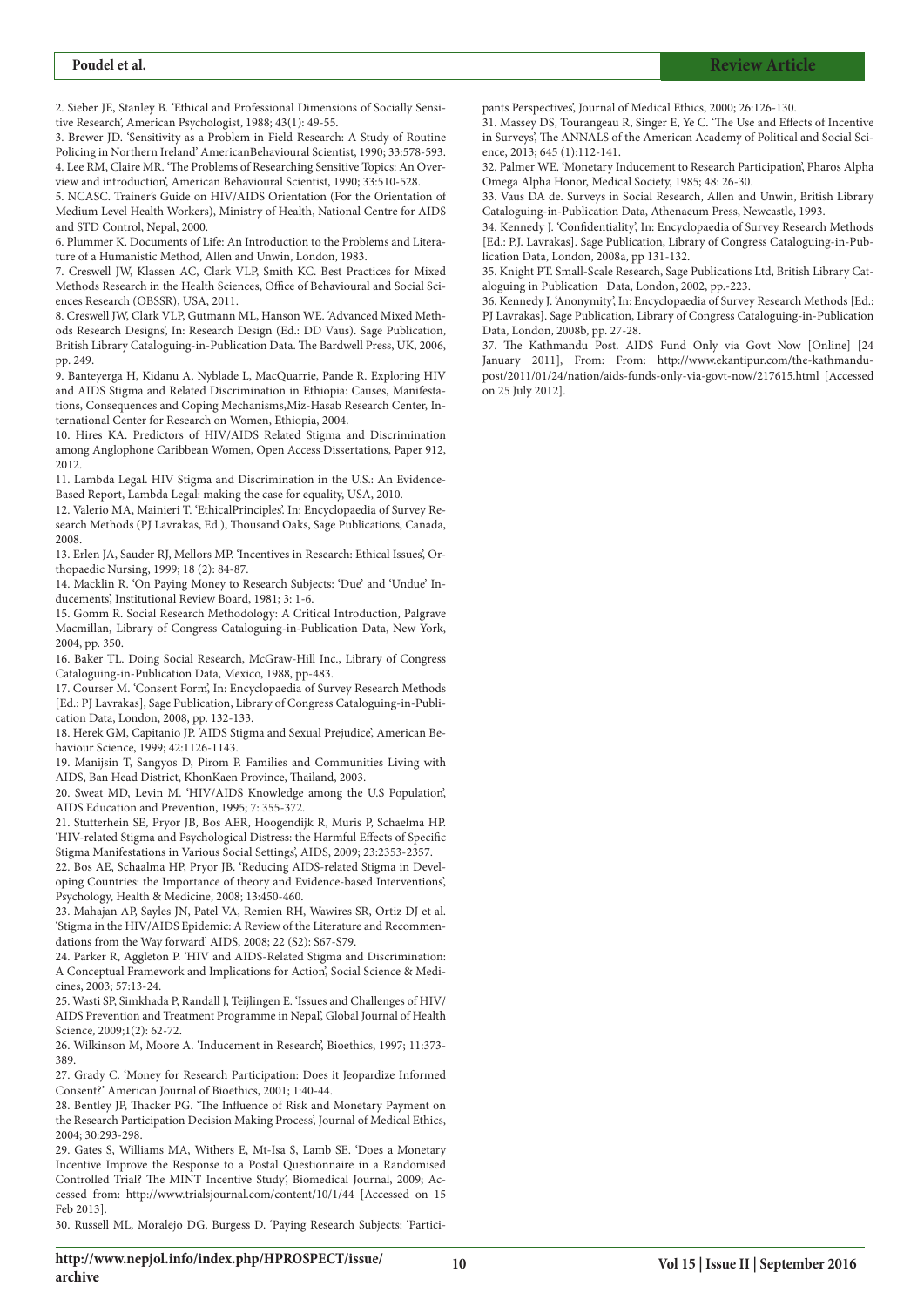2. Sieber JE, Stanley B. 'Ethical and Professional Dimensions of Socially Sensitive Research', American Psychologist, 1988; 43(1): 49-55.

3. Brewer JD. 'Sensitivity as a Problem in Field Research: A Study of Routine Policing in Northern Ireland' AmericanBehavioural Scientist, 1990; 33:578-593.

4. Lee RM, Claire MR. 'The Problems of Researching Sensitive Topics: An Overview and introduction', American Behavioural Scientist, 1990; 33:510-528.

5. NCASC. Trainer's Guide on HIV/AIDS Orientation (For the Orientation of Medium Level Health Workers), Ministry of Health, National Centre for AIDS and STD Control, Nepal, 2000.

6. Plummer K. Documents of Life: An Introduction to the Problems and Literature of a Humanistic Method, Allen and Unwin, London, 1983.

7. Creswell JW, Klassen AC, Clark VLP, Smith KC. Best Practices for Mixed Methods Research in the Health Sciences, Office of Behavioural and Social Sciences Research (OBSSR), USA, 2011.

8. Creswell JW, Clark VLP, Gutmann ML, Hanson WE. 'Advanced Mixed Methods Research Designs', In: Research Design (Ed.: DD Vaus). Sage Publication, British Library Cataloguing-in-Publication Data. The Bardwell Press, UK, 2006, pp. 249.

9. Banteyerga H, Kidanu A, Nyblade L, MacQuarrie, Pande R. Exploring HIV and AIDS Stigma and Related Discrimination in Ethiopia: Causes, Manifestations, Consequences and Coping Mechanisms,Miz-Hasab Research Center, International Center for Research on Women, Ethiopia, 2004.

10. Hires KA. Predictors of HIV/AIDS Related Stigma and Discrimination among Anglophone Caribbean Women, Open Access Dissertations, Paper 912, 2012.

11. Lambda Legal. HIV Stigma and Discrimination in the U.S.: An Evidence-Based Report, Lambda Legal: making the case for equality, USA, 2010.

12. Valerio MA, Mainieri T. 'EthicalPrinciples'. In: Encyclopaedia of Survey Research Methods (PJ Lavrakas, Ed.), Thousand Oaks, Sage Publications, Canada, 2008.

13. Erlen JA, Sauder RJ, Mellors MP. 'Incentives in Research: Ethical Issues', Orthopaedic Nursing, 1999; 18 (2): 84-87.

14. Macklin R. 'On Paying Money to Research Subjects: 'Due' and 'Undue' Inducements', Institutional Review Board, 1981; 3: 1-6.

15. Gomm R. Social Research Methodology: A Critical Introduction, Palgrave Macmillan, Library of Congress Cataloguing-in-Publication Data, New York, 2004, pp. 350.

16. Baker TL. Doing Social Research, McGraw-Hill Inc., Library of Congress Cataloguing-in-Publication Data, Mexico, 1988, pp-483.

17. Courser M. 'Consent Form', In: Encyclopaedia of Survey Research Methods [Ed.: PJ Lavrakas], Sage Publication, Library of Congress Cataloguing-in-Publication Data, London, 2008, pp. 132-133.

18. Herek GM, Capitanio JP. 'AIDS Stigma and Sexual Prejudice', American Behaviour Science, 1999; 42:1126-1143.

19. Manijsin T, Sangyos D, Pirom P. Families and Communities Living with AIDS, Ban Head District, KhonKaen Province, Thailand, 2003.

20. Sweat MD, Levin M. 'HIV/AIDS Knowledge among the U.S Population', AIDS Education and Prevention, 1995; 7: 355-372.

21. Stutterhein SE, Pryor JB, Bos AER, Hoogendijk R, Muris P, Schaelma HP. 'HIV-related Stigma and Psychological Distress: the Harmful Effects of Specific Stigma Manifestations in Various Social Settings', AIDS, 2009; 23:2353-2357.

22. Bos AE, Schaalma HP, Pryor JB. 'Reducing AIDS-related Stigma in Developing Countries: the Importance of theory and Evidence-based Interventions', Psychology, Health & Medicine, 2008; 13:450-460.

23. Mahajan AP, Sayles JN, Patel VA, Remien RH, Wawires SR, Ortiz DJ et al. 'Stigma in the HIV/AIDS Epidemic: A Review of the Literature and Recommendations from the Way forward' AIDS, 2008; 22 (S2): S67-S79.

24. Parker R, Aggleton P. 'HIV and AIDS-Related Stigma and Discrimination: A Conceptual Framework and Implications for Action', Social Science & Medicines, 2003; 57:13-24.

25. Wasti SP, Simkhada P, Randall J, Teijlingen E. 'Issues and Challenges of HIV/AIDS Prevention and Treatment Programme in Nepal', Global Journal of Health Science, 2009;1(2): 62-72.

26. Wilkinson M, Moore A. 'Inducement in Research', Bioethics, 1997; 11:373-389.

27. Grady C. 'Money for Research Participation: Does it Jeopardize Informed Consent?' American Journal of Bioethics, 2001; 1:40-44.

28. Bentley JP, Thacker PG. 'The Influence of Risk and Monetary Payment on the Research Participation Decision Making Process', Journal of Medical Ethics, 2004; 30:293-298.

29. Gates S, Williams MA, Withers E, Mt-Isa S, Lamb SE. 'Does a Monetary Incentive Improve the Response to a Postal Questionnaire in a Randomised Controlled Trial? The MINT Incentive Study', Biomedical Journal, 2009; Accessed from: http://www.trialsjournal.com/content/10/1/44 [Accessed on 15 Feb 2013].

30. Russell ML, Moralejo DG, Burgess D. 'Paying Research Subjects: 'Participants Perspectives', Journal of Medical Ethics, 2000; 26:126-130.

31. Massey DS, Tourangeau R, Singer E, Ye C. 'The Use and Effects of Incentive in Surveys', The ANNALS of the American Academy of Political and Social Science, 2013; 645 (1):112-141.

32. Palmer WE. 'Monetary Inducement to Research Participation', Pharos Alpha Omega Alpha Honor, Medical Society, 1985; 48: 26-30.

33. Vaus DA de. Surveys in Social Research, Allen and Unwin, British Library Cataloguing-in-Publication Data, Athenaeum Press, Newcastle, 1993.

34. Kennedy J. 'Confidentiality', In: Encyclopaedia of Survey Research Methods [Ed.: P.J. Lavrakas]. Sage Publication, Library of Congress Cataloguing-in-Publication Data, London, 2008a, pp 131-132.

35. Knight PT. Small-Scale Research, Sage Publications Ltd, British Library Cataloguing in Publication Data, London, 2002, pp.-223.

36. Kennedy J. 'Anonymity', In: Encyclopaedia of Survey Research Methods [Ed.: PJ Lavrakas]. Sage Publication, Library of Congress Cataloguing-in-Publication Data, London, 2008b, pp. 27-28.

37. The Kathmandu Post. AIDS Fund Only via Govt Now [Online] [24 January 2011], From: From: http://www.ekantipur.com/the-kathmandu-post/2011/01/24/nation/aids-funds-only-via-govt-now/217615.html [Accessed on 25 July 2012].